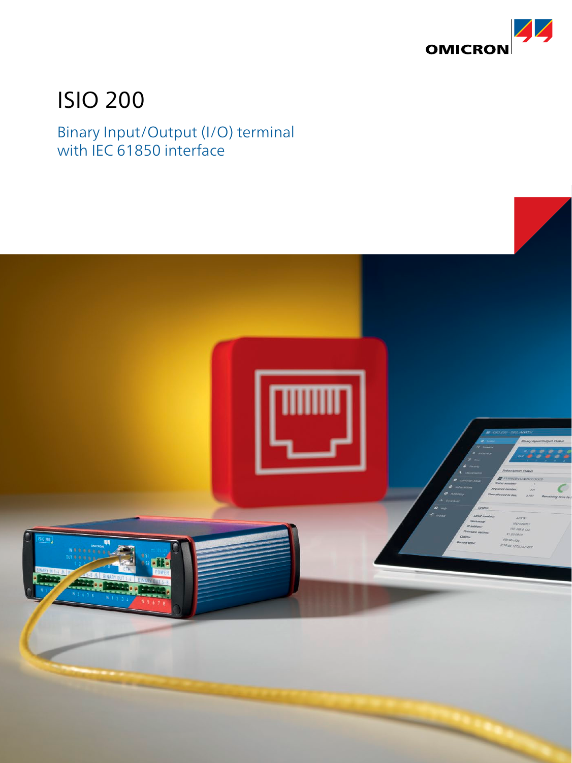# ISIO 200

## Binary Input/Output (I/O) terminal with IEC 61850 interface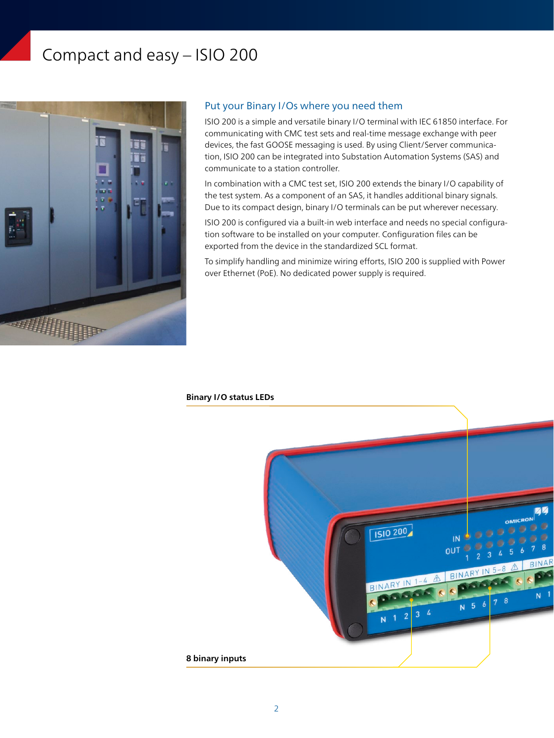# Compact and easy – ISIO 200

## Put your Binary I/Os where you need them

ISIO 200 is a simple and versatile binary I/O terminal with IEC 61850 interface. For communicating with CMC test sets and real-time message exchange with peer devices, the fast GOOSE messaging is used. By using Client/Server communication, ISIO 200 can be integrated into Substation Automation Systems (SAS) and communicate to a station controller.

In combination with a CMC test set, ISIO 200 extends the binary I/O capability of the test system. As a component of an SAS, it handles additional binary signals. Due to its compact design, binary I/O terminals can be put wherever necessary.

ISIO 200 is configured via a built-in web interface and needs no special configuration software to be installed on your computer. Configuration files can be exported from the device in the standardized SCL format.

To simplify handling and minimize wiring efforts, ISIO 200 is supplied with Power over Ethernet (PoE). No dedicated power supply is required.

**Binary I/O status LEDs**

**8 binary inputs**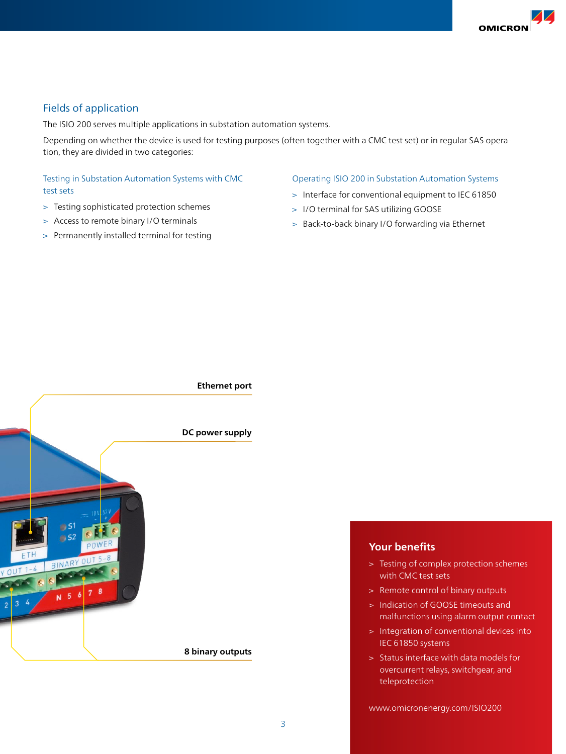## Fields of application

The ISIO 200 serves multiple applications in substation automation systems.

Depending on whether the device is used for testing purposes (often together with a CMC test set) or in regular SAS operation, they are divided in two categories:

### Testing in Substation Automation Systems with CMC test sets

> Testing sophisticated protection schemes
> Access to remote binary I/O terminals
> Permanently installed terminal for testing

### Operating ISIO 200 in Substation Automation Systems

> Interface for conventional equipment to IEC 61850
> I/O terminal for SAS utilizing GOOSE
> Back-to-back binary I/O forwarding via Ethernet

**Ethernet port**

**DC power supply**

**8 binary outputs**

### Your benefits

> Testing of complex protection schemes with CMC test sets
> Remote control of binary outputs
> Indication of GOOSE timeouts and malfunctions using alarm output contact
> Integration of conventional devices into IEC 61850 systems
> Status interface with data models for overcurrent relays, switchgear, and teleprotection

www.omicronenergy.com/ISIO200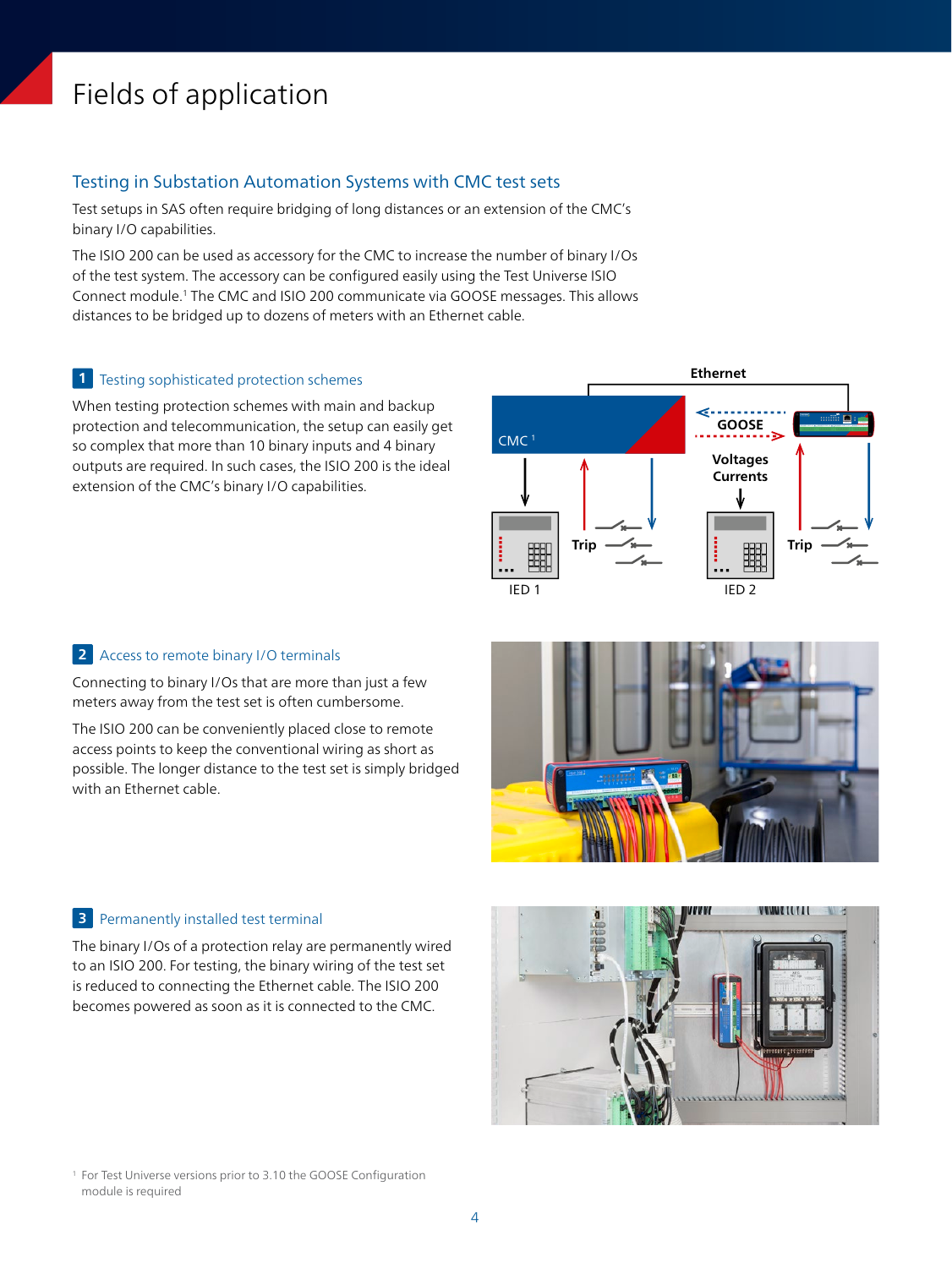# Fields of application

## Testing in Substation Automation Systems with CMC test sets

Test setups in SAS often require bridging of long distances or an extension of the CMC's binary I/O capabilities.

The ISIO 200 can be used as accessory for the CMC to increase the number of binary I/Os of the test system. The accessory can be configured easily using the Test Universe ISIO Connect module.[1] The CMC and ISIO 200 communicate via GOOSE messages. This allows distances to be bridged up to dozens of meters with an Ethernet cable.

### 1 Testing sophisticated protection schemes

When testing protection schemes with main and backup protection and telecommunication, the setup can easily get so complex that more than 10 binary inputs and 4 binary outputs are required. In such cases, the ISIO 200 is the ideal extension of the CMC's binary I/O capabilities.

### 2 Access to remote binary I/O terminals

Connecting to binary I/Os that are more than just a few meters away from the test set is often cumbersome.

The ISIO 200 can be conveniently placed close to remote access points to keep the conventional wiring as short as possible. The longer distance to the test set is simply bridged with an Ethernet cable.

### 3 Permanently installed test terminal

The binary I/Os of a protection relay are permanently wired to an ISIO 200. For testing, the binary wiring of the test set is reduced to connecting the Ethernet cable. The ISIO 200 becomes powered as soon as it is connected to the CMC.

[1] For Test Universe versions prior to 3.10 the GOOSE Configuration module is required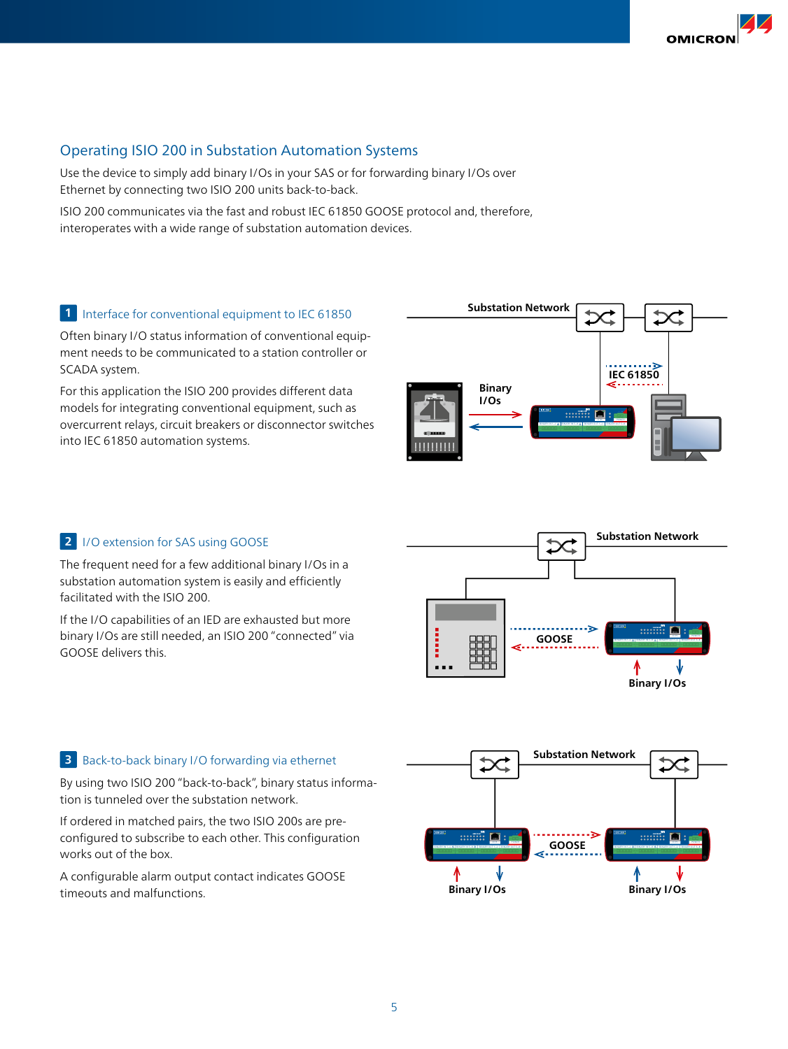## Operating ISIO 200 in Substation Automation Systems

Use the device to simply add binary I/Os in your SAS or for forwarding binary I/Os over Ethernet by connecting two ISIO 200 units back-to-back.

ISIO 200 communicates via the fast and robust IEC 61850 GOOSE protocol and, therefore, interoperates with a wide range of substation automation devices.

### 1 Interface for conventional equipment to IEC 61850

Often binary I/O status information of conventional equipment needs to be communicated to a station controller or SCADA system.

For this application the ISIO 200 provides different data models for integrating conventional equipment, such as overcurrent relays, circuit breakers or disconnector switches into IEC 61850 automation systems.

### 2 I/O extension for SAS using GOOSE

The frequent need for a few additional binary I/Os in a substation automation system is easily and efficiently facilitated with the ISIO 200.

If the I/O capabilities of an IED are exhausted but more binary I/Os are still needed, an ISIO 200 "connected" via GOOSE delivers this.

### 3 Back-to-back binary I/O forwarding via ethernet

By using two ISIO 200 "back-to-back", binary status information is tunneled over the substation network.

If ordered in matched pairs, the two ISIO 200s are pre-configured to subscribe to each other. This configuration works out of the box.

A configurable alarm output contact indicates GOOSE timeouts and malfunctions.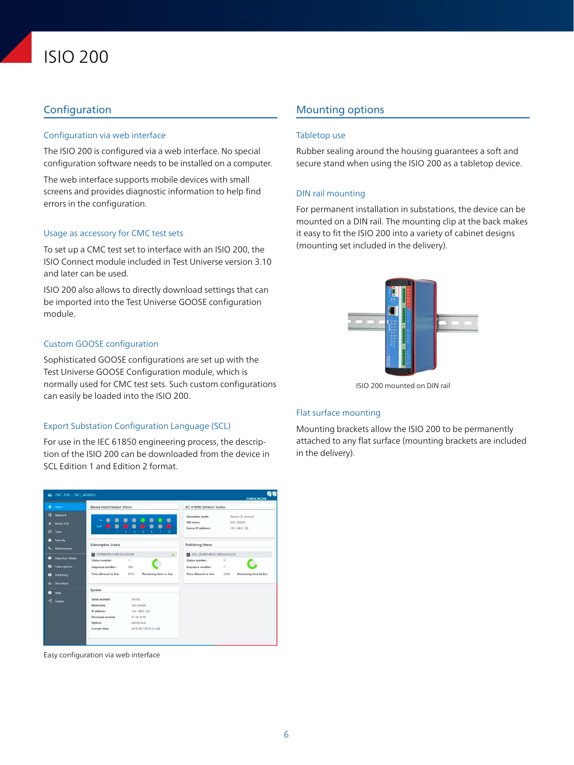# ISIO 200

## Configuration

### Configuration via web interface

The ISIO 200 is configured via a web interface. No special configuration software needs to be installed on a computer.

The web interface supports mobile devices with small screens and provides diagnostic information to help find errors in the configuration.

### Usage as accessory for CMC test sets

To set up a CMC test set to interface with an ISIO 200, the ISIO Connect module included in Test Universe version 3.10 and later can be used.

ISIO 200 also allows to directly download settings that can be imported into the Test Universe GOOSE configuration module.

### Custom GOOSE configuration

Sophisticated GOOSE configurations are set up with the Test Universe GOOSE Configuration module, which is normally used for CMC test sets. Such custom configurations can easily be loaded into the ISIO 200.

### Export Substation Configuration Language (SCL)

For use in the IEC 61850 engineering process, the description of the ISIO 200 can be downloaded from the device in SCL Edition 1 and Edition 2 format.

Easy configuration via web interface

## Mounting options

### Tabletop use

Rubber sealing around the housing guarantees a soft and secure stand when using the ISIO 200 as a tabletop device.

### DIN rail mounting

For permanent installation in substations, the device can be mounted on a DIN rail. The mounting clip at the back makes it easy to fit the ISIO 200 into a variety of cabinet designs (mounting set included in the delivery).

ISIO 200 mounted on DIN rail

### Flat surface mounting

Mounting brackets allow the ISIO 200 to be permanently attached to any flat surface (mounting brackets are included in the delivery).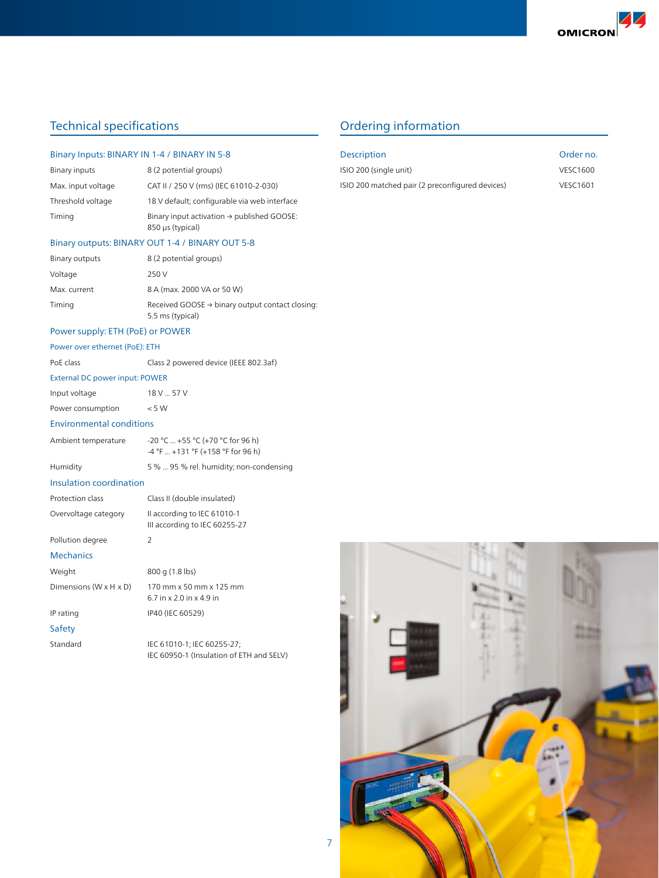## Technical specifications

### Binary Inputs: BINARY IN 1-4 / BINARY IN 5-8

| | |
|---|---|
| Binary inputs | 8 (2 potential groups) |
| Max. input voltage | CAT II / 250 V (rms) (IEC 61010-2-030) |
| Threshold voltage | 18 V default; configurable via web interface |
| Timing | Binary input activation → published GOOSE: 850 µs (typical) |

### Binary outputs: BINARY OUT 1-4 / BINARY OUT 5-8

| | |
|---|---|
| Binary outputs | 8 (2 potential groups) |
| Voltage | 250 V |
| Max. current | 8 A (max. 2000 VA or 50 W) |
| Timing | Received GOOSE → binary output contact closing: 5.5 ms (typical) |

### Power supply: ETH (PoE) or POWER

#### Power over ethernet (PoE): ETH

| | |
|---|---|
| PoE class | Class 2 powered device (IEEE 802.3af) |

#### External DC power input: POWER

| | |
|---|---|
| Input voltage | 18 V ... 57 V |
| Power consumption | < 5 W |

### Environmental conditions

| | |
|---|---|
| Ambient temperature | -20 °C ... +55 °C (+70 °C for 96 h)<br>-4 °F ... +131 °F (+158 °F for 96 h) |
| Humidity | 5 % ... 95 % rel. humidity; non-condensing |

### Insulation coordination

| | |
|---|---|
| Protection class | Class II (double insulated) |
| Overvoltage category | II according to IEC 61010-1<br>III according to IEC 60255-27 |
| Pollution degree | 2 |

### Mechanics

| | |
|---|---|
| Weight | 800 g (1.8 lbs) |
| Dimensions (W x H x D) | 170 mm x 50 mm x 125 mm<br>6.7 in x 2.0 in x 4.9 in |
| IP rating | IP40 (IEC 60529) |

### Safety

| | |
|---|---|
| Standard | IEC 61010-1; IEC 60255-27;<br>IEC 60950-1 (Insulation of ETH and SELV) |

## Ordering information

| Description | Order no. |
|---|---|
| ISIO 200 (single unit) | VESC1600 |
| ISIO 200 matched pair (2 preconfigured devices) | VESC1601 |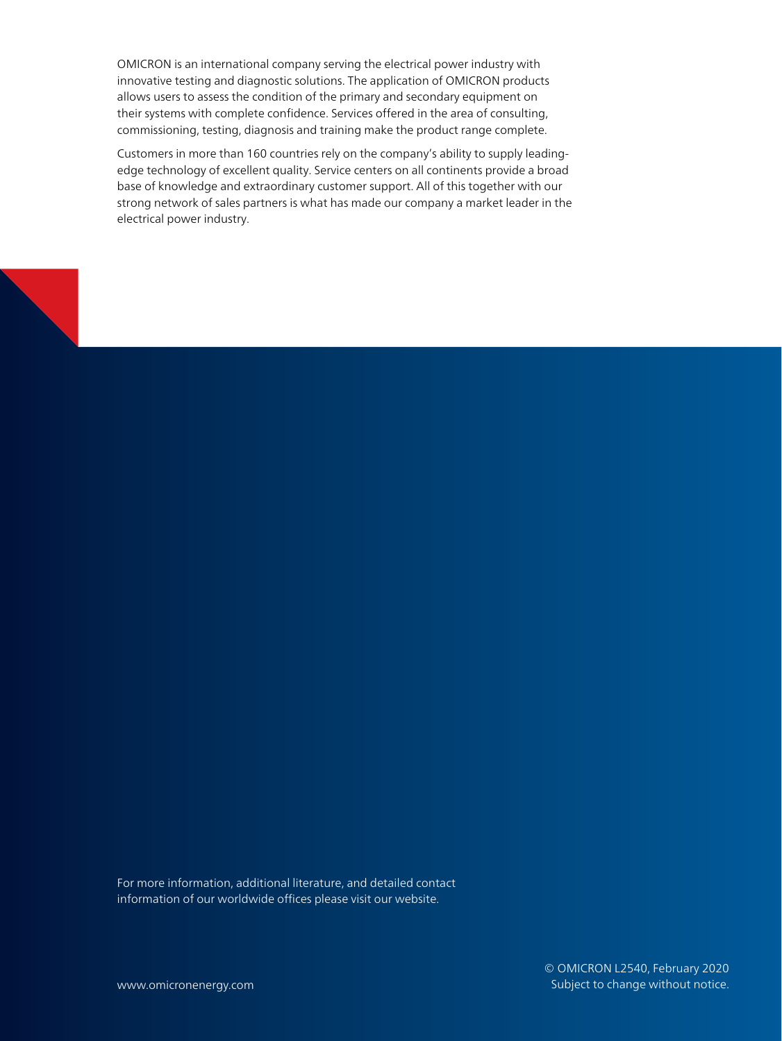OMICRON is an international company serving the electrical power industry with innovative testing and diagnostic solutions. The application of OMICRON products allows users to assess the condition of the primary and secondary equipment on their systems with complete confidence. Services offered in the area of consulting, commissioning, testing, diagnosis and training make the product range complete.

Customers in more than 160 countries rely on the company's ability to supply leading-edge technology of excellent quality. Service centers on all continents provide a broad base of knowledge and extraordinary customer support. All of this together with our strong network of sales partners is what has made our company a market leader in the electrical power industry.

For more information, additional literature, and detailed contact information of our worldwide offices please visit our website.

www.omicronenergy.com

© OMICRON L2540, February 2020
Subject to change without notice.